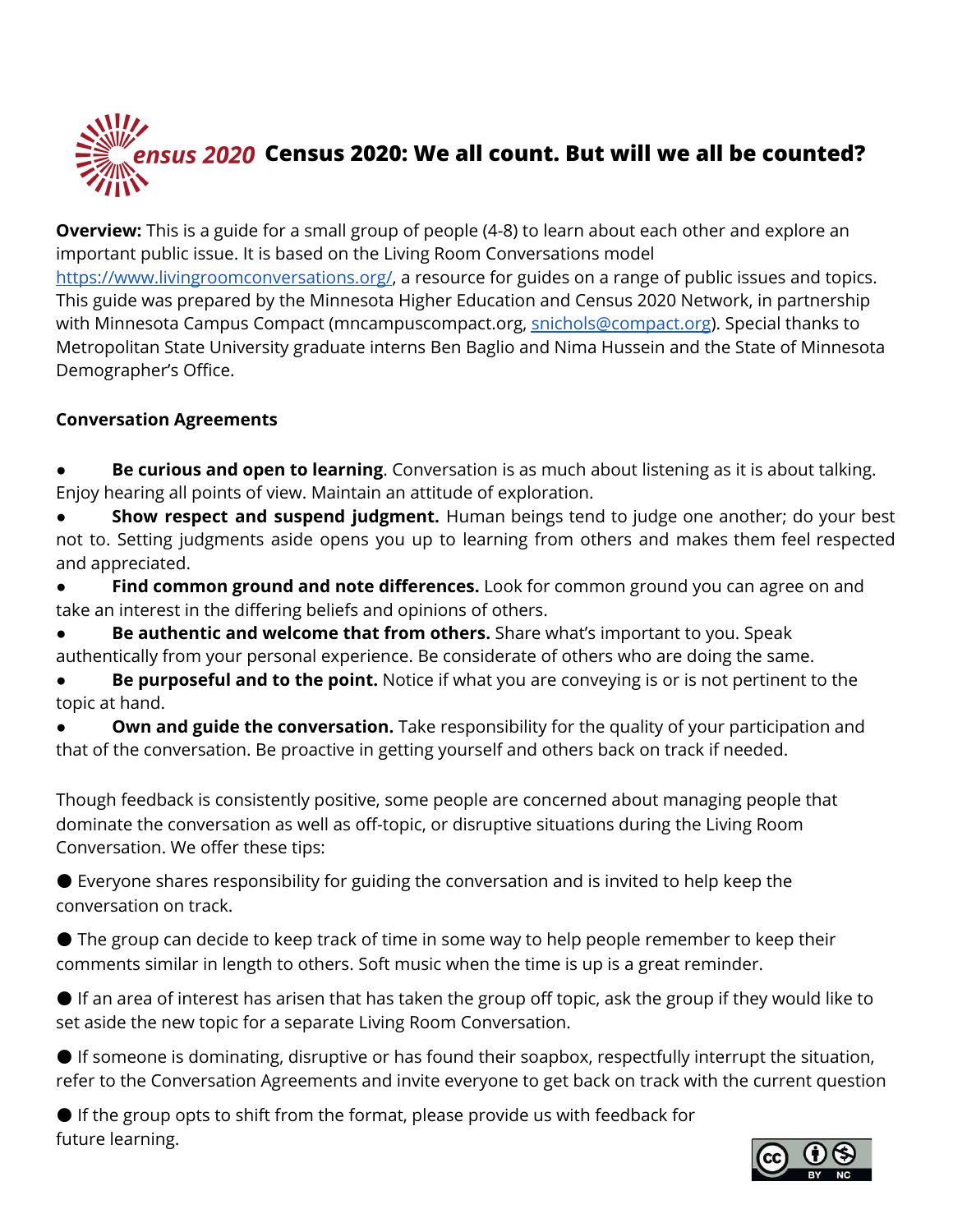# Census 2020: We all count. But will we all be counted?

**Overview:** This is a guide for a small group of people (4-8) to learn about each other and explore an important public issue. It is based on the Living Room Conversations model https://www.livingroomconversations.org/, a resource for guides on a range of public issues and topics. This guide was prepared by the Minnesota Higher Education and Census 2020 Network, in partnership with Minnesota Campus Compact (mncampuscompact.org, snichols@compact.org). Special thanks to Metropolitan State University graduate interns Ben Baglio and Nima Hussein and the State of Minnesota Demographer's Office.

**Conversation Agreements**

- **Be curious and open to learning**. Conversation is as much about listening as it is about talking. Enjoy hearing all points of view. Maintain an attitude of exploration.
- **Show respect and suspend judgment.** Human beings tend to judge one another; do your best not to. Setting judgments aside opens you up to learning from others and makes them feel respected and appreciated.
- **Find common ground and note differences.** Look for common ground you can agree on and take an interest in the differing beliefs and opinions of others.
- **Be authentic and welcome that from others.** Share what's important to you. Speak authentically from your personal experience. Be considerate of others who are doing the same.
- **Be purposeful and to the point.** Notice if what you are conveying is or is not pertinent to the topic at hand.
- **Own and guide the conversation.** Take responsibility for the quality of your participation and that of the conversation. Be proactive in getting yourself and others back on track if needed.

Though feedback is consistently positive, some people are concerned about managing people that dominate the conversation as well as off-topic, or disruptive situations during the Living Room Conversation. We offer these tips:

- Everyone shares responsibility for guiding the conversation and is invited to help keep the conversation on track.
- The group can decide to keep track of time in some way to help people remember to keep their comments similar in length to others. Soft music when the time is up is a great reminder.
- If an area of interest has arisen that has taken the group off topic, ask the group if they would like to set aside the new topic for a separate Living Room Conversation.
- If someone is dominating, disruptive or has found their soapbox, respectfully interrupt the situation, refer to the Conversation Agreements and invite everyone to get back on track with the current question
- If the group opts to shift from the format, please provide us with feedback for future learning.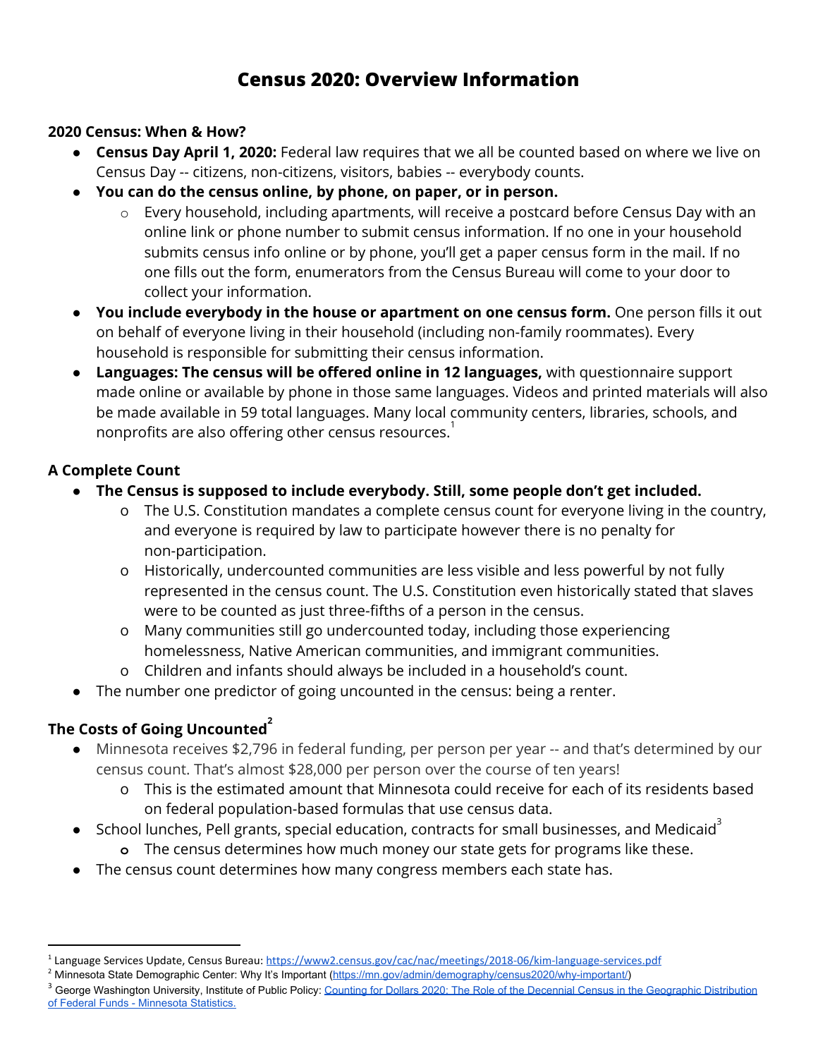# Census 2020: Overview Information

### 2020 Census: When & How?

- **Census Day April 1, 2020:** Federal law requires that we all be counted based on where we live on Census Day -- citizens, non-citizens, visitors, babies -- everybody counts.
- **You can do the census online, by phone, on paper, or in person.**
    - Every household, including apartments, will receive a postcard before Census Day with an online link or phone number to submit census information. If no one in your household submits census info online or by phone, you'll get a paper census form in the mail. If no one fills out the form, enumerators from the Census Bureau will come to your door to collect your information.
- **You include everybody in the house or apartment on one census form.** One person fills it out on behalf of everyone living in their household (including non-family roommates). Every household is responsible for submitting their census information.
- **Languages: The census will be offered online in 12 languages,** with questionnaire support made online or available by phone in those same languages. Videos and printed materials will also be made available in 59 total languages. Many local community centers, libraries, schools, and nonprofits are also offering other census resources.[1]

### A Complete Count

- **The Census is supposed to include everybody. Still, some people don't get included.**
    - The U.S. Constitution mandates a complete census count for everyone living in the country, and everyone is required by law to participate however there is no penalty for non-participation.
    - Historically, undercounted communities are less visible and less powerful by not fully represented in the census count. The U.S. Constitution even historically stated that slaves were to be counted as just three-fifths of a person in the census.
    - Many communities still go undercounted today, including those experiencing homelessness, Native American communities, and immigrant communities.
    - Children and infants should always be included in a household's count.
- The number one predictor of going uncounted in the census: being a renter.

### The Costs of Going Uncounted[2]

- Minnesota receives $2,796 in federal funding, per person per year -- and that's determined by our census count. That's almost $28,000 per person over the course of ten years!
    - This is the estimated amount that Minnesota could receive for each of its residents based on federal population-based formulas that use census data.
- School lunches, Pell grants, special education, contracts for small businesses, and Medicaid[3]
    - The census determines how much money our state gets for programs like these.
- The census count determines how many congress members each state has.

---

[1] Language Services Update, Census Bureau: https://www2.census.gov/cac/nac/meetings/2018-06/kim-language-services.pdf

[2] Minnesota State Demographic Center: Why It's Important (https://mn.gov/admin/demography/census2020/why-important/)

[3] George Washington University, Institute of Public Policy: Counting for Dollars 2020: The Role of the Decennial Census in the Geographic Distribution of Federal Funds - Minnesota Statistics.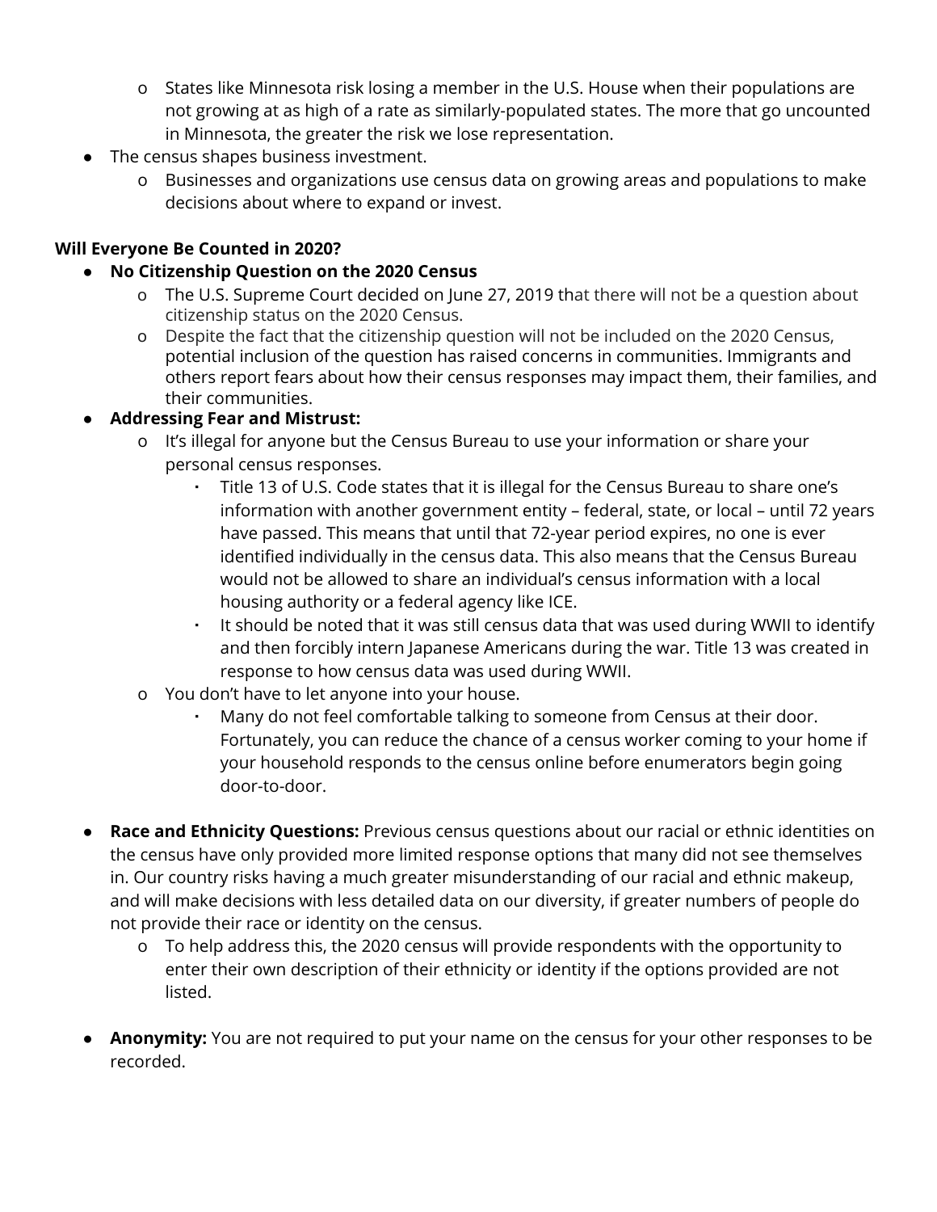- States like Minnesota risk losing a member in the U.S. House when their populations are not growing at as high of a rate as similarly-populated states. The more that go uncounted in Minnesota, the greater the risk we lose representation.

- The census shapes business investment.
  - Businesses and organizations use census data on growing areas and populations to make decisions about where to expand or invest.

**Will Everyone Be Counted in 2020?**

- **No Citizenship Question on the 2020 Census**
  - The U.S. Supreme Court decided on June 27, 2019 that there will not be a question about citizenship status on the 2020 Census.
  - Despite the fact that the citizenship question will not be included on the 2020 Census, potential inclusion of the question has raised concerns in communities. Immigrants and others report fears about how their census responses may impact them, their families, and their communities.
- **Addressing Fear and Mistrust:**
  - It's illegal for anyone but the Census Bureau to use your information or share your personal census responses.
    - Title 13 of U.S. Code states that it is illegal for the Census Bureau to share one's information with another government entity – federal, state, or local – until 72 years have passed. This means that until that 72-year period expires, no one is ever identified individually in the census data. This also means that the Census Bureau would not be allowed to share an individual's census information with a local housing authority or a federal agency like ICE.
    - It should be noted that it was still census data that was used during WWII to identify and then forcibly intern Japanese Americans during the war. Title 13 was created in response to how census data was used during WWII.
  - You don't have to let anyone into your house.
    - Many do not feel comfortable talking to someone from Census at their door. Fortunately, you can reduce the chance of a census worker coming to your home if your household responds to the census online before enumerators begin going door-to-door.

- **Race and Ethnicity Questions:** Previous census questions about our racial or ethnic identities on the census have only provided more limited response options that many did not see themselves in. Our country risks having a much greater misunderstanding of our racial and ethnic makeup, and will make decisions with less detailed data on our diversity, if greater numbers of people do not provide their race or identity on the census.
  - To help address this, the 2020 census will provide respondents with the opportunity to enter their own description of their ethnicity or identity if the options provided are not listed.

- **Anonymity:** You are not required to put your name on the census for your other responses to be recorded.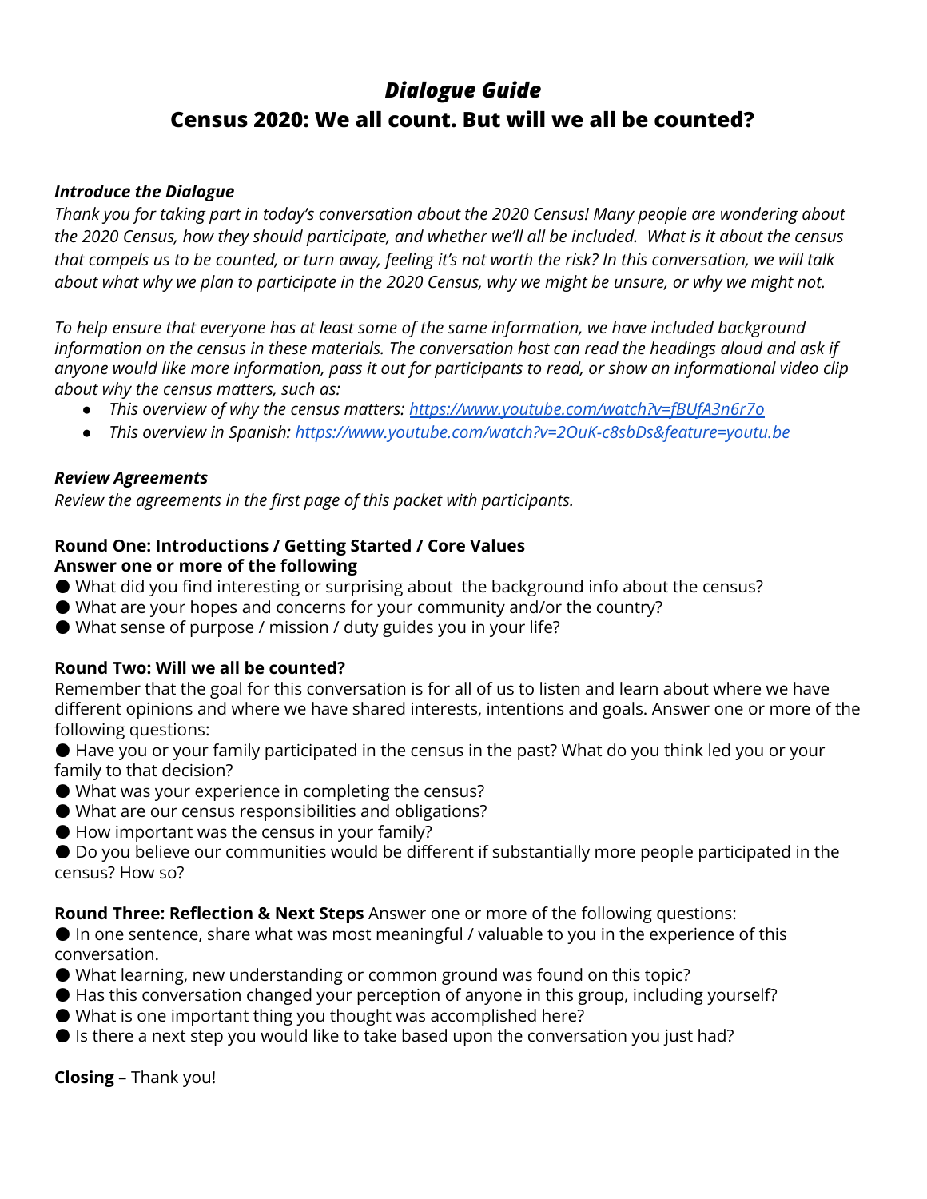# *Dialogue Guide*
# Census 2020: We all count. But will we all be counted?

***Introduce the Dialogue***

*Thank you for taking part in today's conversation about the 2020 Census! Many people are wondering about the 2020 Census, how they should participate, and whether we'll all be included. What is it about the census that compels us to be counted, or turn away, feeling it's not worth the risk? In this conversation, we will talk about what why we plan to participate in the 2020 Census, why we might be unsure, or why we might not.*

*To help ensure that everyone has at least some of the same information, we have included background information on the census in these materials. The conversation host can read the headings aloud and ask if anyone would like more information, pass it out for participants to read, or show an informational video clip about why the census matters, such as:*

- *This overview of why the census matters: https://www.youtube.com/watch?v=fBUfA3n6r7o*
- *This overview in Spanish: https://www.youtube.com/watch?v=2OuK-c8sbDs&feature=youtu.be*

***Review Agreements***

*Review the agreements in the first page of this packet with participants.*

**Round One: Introductions / Getting Started / Core Values**
**Answer one or more of the following**

- What did you find interesting or surprising about the background info about the census?
- What are your hopes and concerns for your community and/or the country?
- What sense of purpose / mission / duty guides you in your life?

**Round Two: Will we all be counted?**

Remember that the goal for this conversation is for all of us to listen and learn about where we have different opinions and where we have shared interests, intentions and goals. Answer one or more of the following questions:

- Have you or your family participated in the census in the past? What do you think led you or your family to that decision?
- What was your experience in completing the census?
- What are our census responsibilities and obligations?
- How important was the census in your family?
- Do you believe our communities would be different if substantially more people participated in the census? How so?

**Round Three: Reflection & Next Steps** Answer one or more of the following questions:

- In one sentence, share what was most meaningful / valuable to you in the experience of this conversation.
- What learning, new understanding or common ground was found on this topic?
- Has this conversation changed your perception of anyone in this group, including yourself?
- What is one important thing you thought was accomplished here?
- Is there a next step you would like to take based upon the conversation you just had?

**Closing** – Thank you!